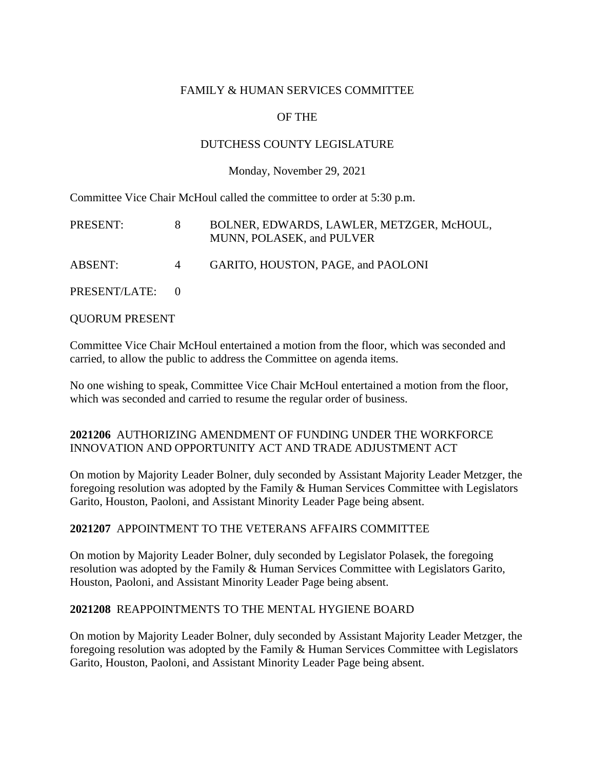FAMILY & HUMAN SERVICES COMMITTEE

OF THE

DUTCHESS COUNTY LEGISLATURE

Monday, November 29, 2021

Committee Vice Chair McHoul called the committee to order at 5:30 p.m.

| | | |
|---|---|---|
| PRESENT: | 8 | BOLNER, EDWARDS, LAWLER, METZGER, McHOUL, MUNN, POLASEK, and PULVER |
| ABSENT: | 4 | GARITO, HOUSTON, PAGE, and PAOLONI |
| PRESENT/LATE: | 0 | |

QUORUM PRESENT

Committee Vice Chair McHoul entertained a motion from the floor, which was seconded and carried, to allow the public to address the Committee on agenda items.

No one wishing to speak, Committee Vice Chair McHoul entertained a motion from the floor, which was seconded and carried to resume the regular order of business.

**2021206** AUTHORIZING AMENDMENT OF FUNDING UNDER THE WORKFORCE INNOVATION AND OPPORTUNITY ACT AND TRADE ADJUSTMENT ACT

On motion by Majority Leader Bolner, duly seconded by Assistant Majority Leader Metzger, the foregoing resolution was adopted by the Family & Human Services Committee with Legislators Garito, Houston, Paoloni, and Assistant Minority Leader Page being absent.

**2021207** APPOINTMENT TO THE VETERANS AFFAIRS COMMITTEE

On motion by Majority Leader Bolner, duly seconded by Legislator Polasek, the foregoing resolution was adopted by the Family & Human Services Committee with Legislators Garito, Houston, Paoloni, and Assistant Minority Leader Page being absent.

**2021208** REAPPOINTMENTS TO THE MENTAL HYGIENE BOARD

On motion by Majority Leader Bolner, duly seconded by Assistant Majority Leader Metzger, the foregoing resolution was adopted by the Family & Human Services Committee with Legislators Garito, Houston, Paoloni, and Assistant Minority Leader Page being absent.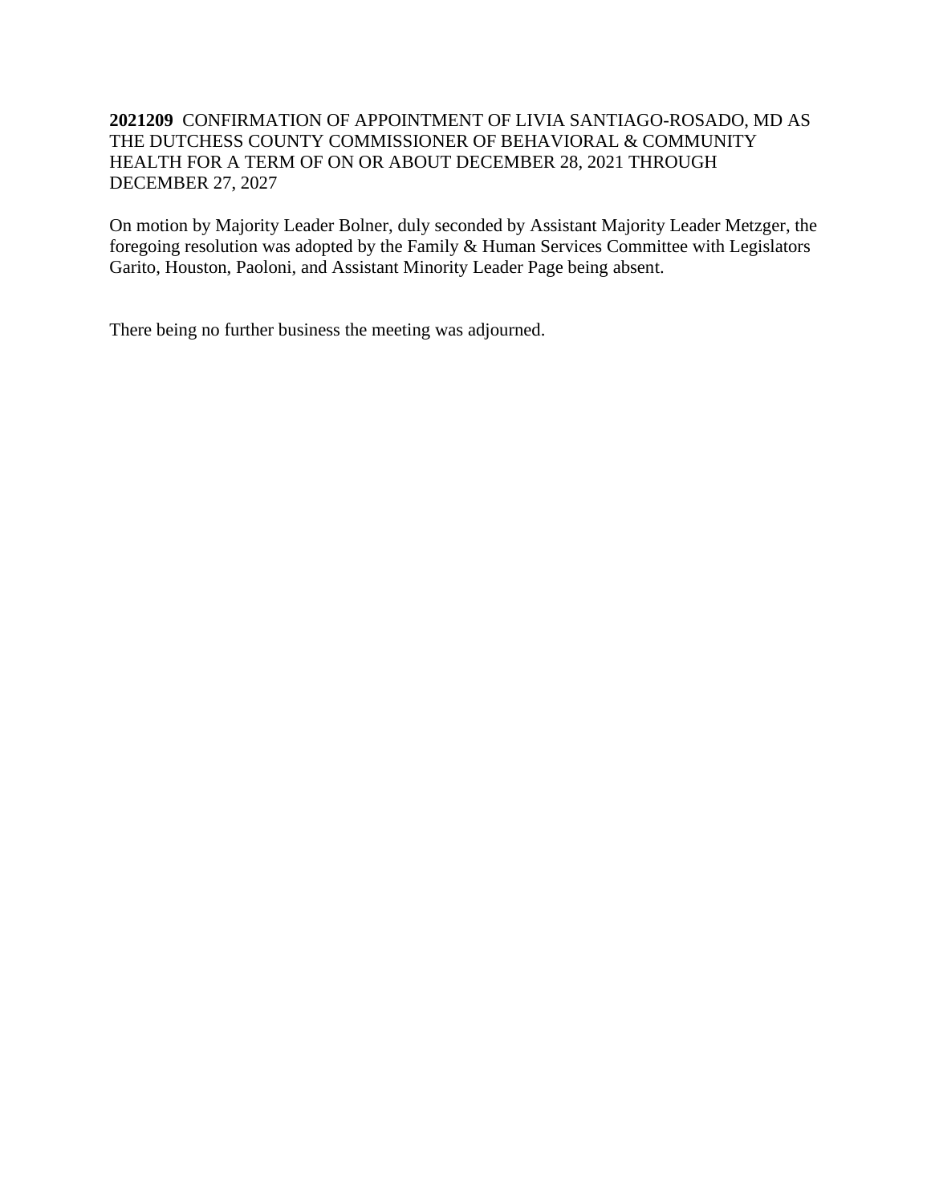**2021209** CONFIRMATION OF APPOINTMENT OF LIVIA SANTIAGO-ROSADO, MD AS THE DUTCHESS COUNTY COMMISSIONER OF BEHAVIORAL & COMMUNITY HEALTH FOR A TERM OF ON OR ABOUT DECEMBER 28, 2021 THROUGH DECEMBER 27, 2027

On motion by Majority Leader Bolner, duly seconded by Assistant Majority Leader Metzger, the foregoing resolution was adopted by the Family & Human Services Committee with Legislators Garito, Houston, Paoloni, and Assistant Minority Leader Page being absent.

There being no further business the meeting was adjourned.